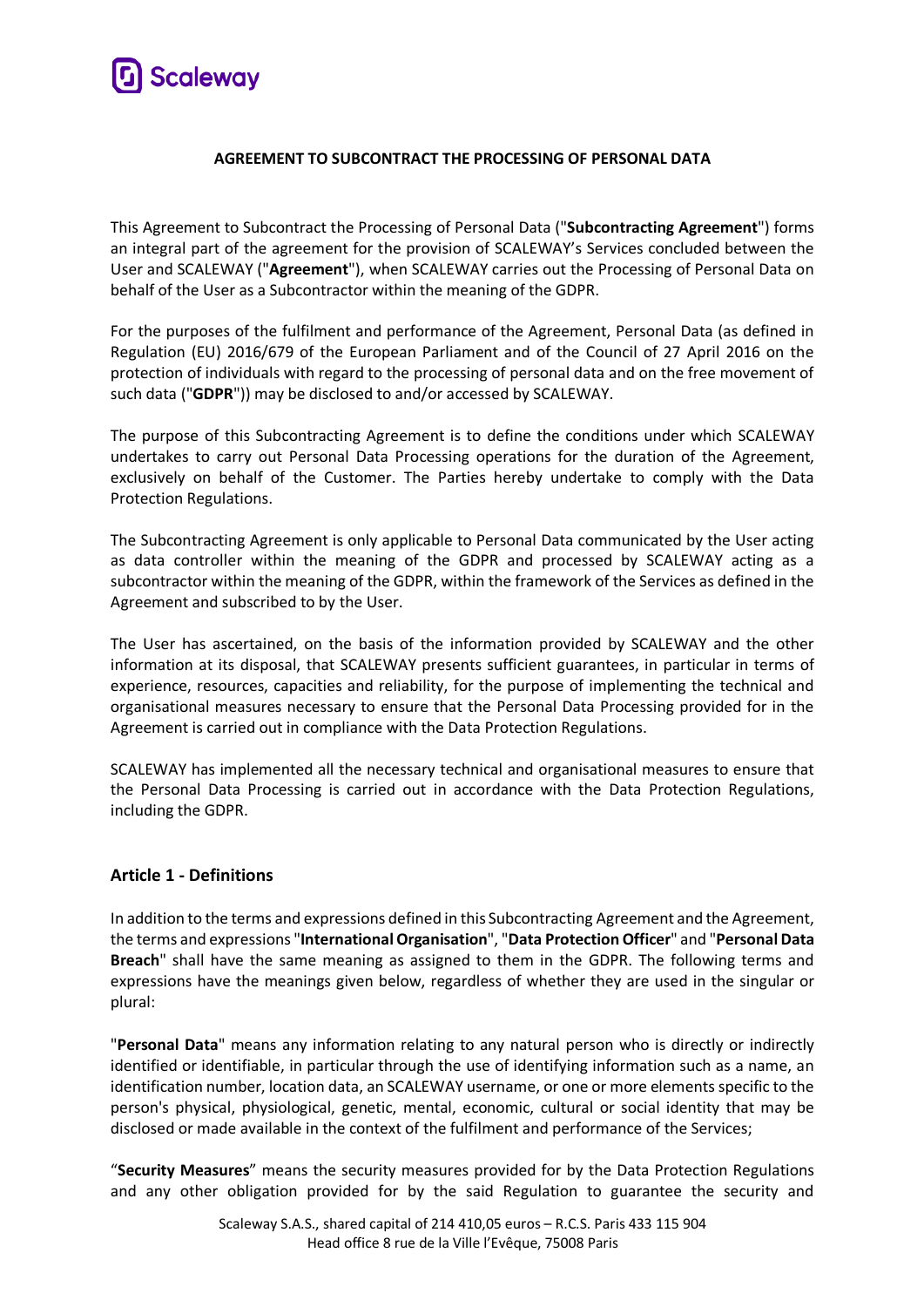**AGREEMENT TO SUBCONTRACT THE PROCESSING OF PERSONAL DATA**

This Agreement to Subcontract the Processing of Personal Data ("**Subcontracting Agreement**") forms an integral part of the agreement for the provision of SCALEWAY's Services concluded between the User and SCALEWAY ("**Agreement**"), when SCALEWAY carries out the Processing of Personal Data on behalf of the User as a Subcontractor within the meaning of the GDPR.

For the purposes of the fulfilment and performance of the Agreement, Personal Data (as defined in Regulation (EU) 2016/679 of the European Parliament and of the Council of 27 April 2016 on the protection of individuals with regard to the processing of personal data and on the free movement of such data ("**GDPR**")) may be disclosed to and/or accessed by SCALEWAY.

The purpose of this Subcontracting Agreement is to define the conditions under which SCALEWAY undertakes to carry out Personal Data Processing operations for the duration of the Agreement, exclusively on behalf of the Customer. The Parties hereby undertake to comply with the Data Protection Regulations.

The Subcontracting Agreement is only applicable to Personal Data communicated by the User acting as data controller within the meaning of the GDPR and processed by SCALEWAY acting as a subcontractor within the meaning of the GDPR, within the framework of the Services as defined in the Agreement and subscribed to by the User.

The User has ascertained, on the basis of the information provided by SCALEWAY and the other information at its disposal, that SCALEWAY presents sufficient guarantees, in particular in terms of experience, resources, capacities and reliability, for the purpose of implementing the technical and organisational measures necessary to ensure that the Personal Data Processing provided for in the Agreement is carried out in compliance with the Data Protection Regulations.

SCALEWAY has implemented all the necessary technical and organisational measures to ensure that the Personal Data Processing is carried out in accordance with the Data Protection Regulations, including the GDPR.

## Article 1 - Definitions

In addition to the terms and expressions defined in this Subcontracting Agreement and the Agreement, the terms and expressions "**International Organisation**", "**Data Protection Officer**" and "**Personal Data Breach**" shall have the same meaning as assigned to them in the GDPR. The following terms and expressions have the meanings given below, regardless of whether they are used in the singular or plural:

"**Personal Data**" means any information relating to any natural person who is directly or indirectly identified or identifiable, in particular through the use of identifying information such as a name, an identification number, location data, an SCALEWAY username, or one or more elements specific to the person's physical, physiological, genetic, mental, economic, cultural or social identity that may be disclosed or made available in the context of the fulfilment and performance of the Services;

"**Security Measures**" means the security measures provided for by the Data Protection Regulations and any other obligation provided for by the said Regulation to guarantee the security and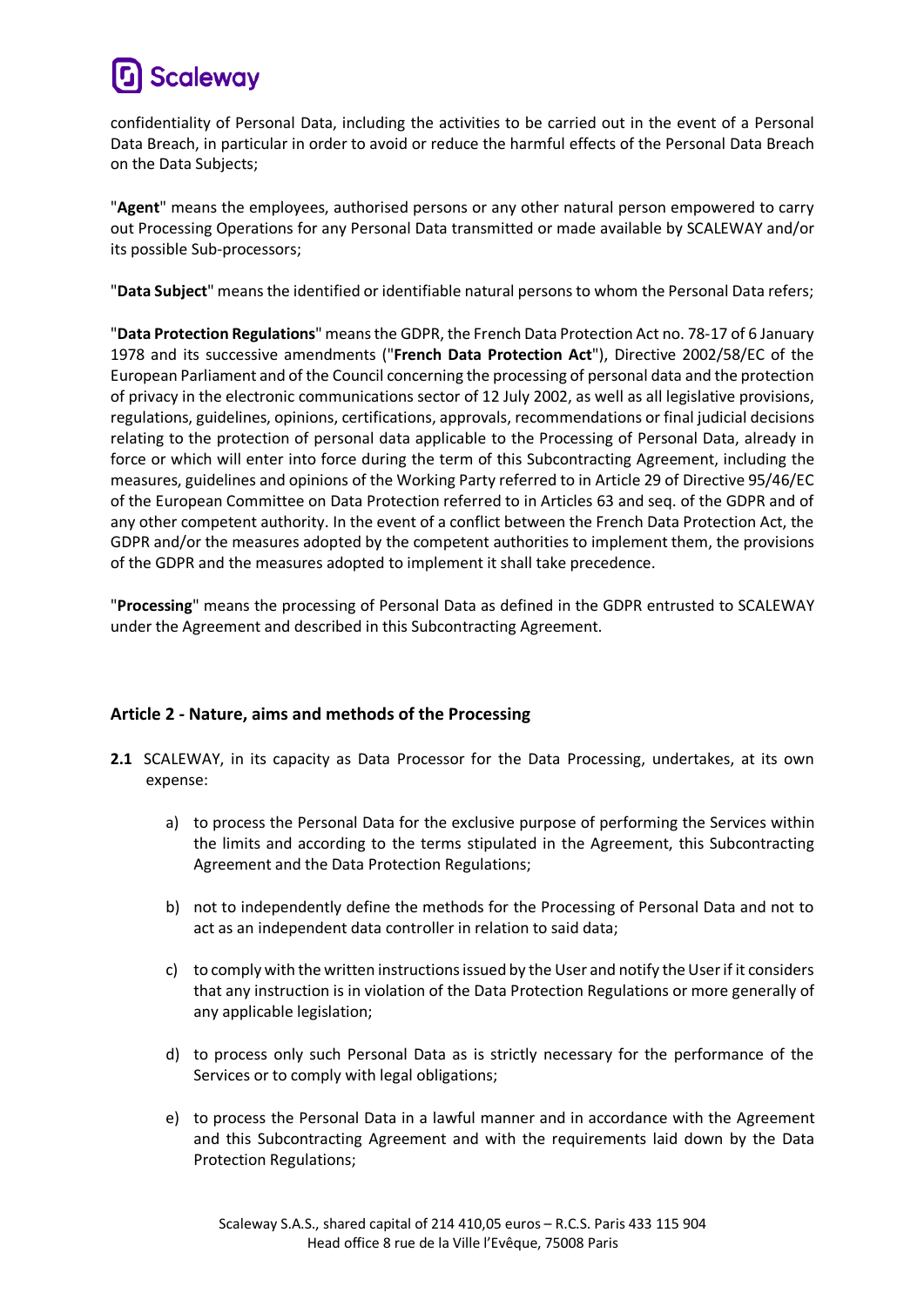confidentiality of Personal Data, including the activities to be carried out in the event of a Personal Data Breach, in particular in order to avoid or reduce the harmful effects of the Personal Data Breach on the Data Subjects;

"**Agent**" means the employees, authorised persons or any other natural person empowered to carry out Processing Operations for any Personal Data transmitted or made available by SCALEWAY and/or its possible Sub-processors;

"**Data Subject**" means the identified or identifiable natural persons to whom the Personal Data refers;

"**Data Protection Regulations**" means the GDPR, the French Data Protection Act no. 78-17 of 6 January 1978 and its successive amendments ("**French Data Protection Act**"), Directive 2002/58/EC of the European Parliament and of the Council concerning the processing of personal data and the protection of privacy in the electronic communications sector of 12 July 2002, as well as all legislative provisions, regulations, guidelines, opinions, certifications, approvals, recommendations or final judicial decisions relating to the protection of personal data applicable to the Processing of Personal Data, already in force or which will enter into force during the term of this Subcontracting Agreement, including the measures, guidelines and opinions of the Working Party referred to in Article 29 of Directive 95/46/EC of the European Committee on Data Protection referred to in Articles 63 and seq. of the GDPR and of any other competent authority. In the event of a conflict between the French Data Protection Act, the GDPR and/or the measures adopted by the competent authorities to implement them, the provisions of the GDPR and the measures adopted to implement it shall take precedence.

"**Processing**" means the processing of Personal Data as defined in the GDPR entrusted to SCALEWAY under the Agreement and described in this Subcontracting Agreement.

## Article 2 - Nature, aims and methods of the Processing

**2.1** SCALEWAY, in its capacity as Data Processor for the Data Processing, undertakes, at its own expense:

a) to process the Personal Data for the exclusive purpose of performing the Services within the limits and according to the terms stipulated in the Agreement, this Subcontracting Agreement and the Data Protection Regulations;

b) not to independently define the methods for the Processing of Personal Data and not to act as an independent data controller in relation to said data;

c) to comply with the written instructions issued by the User and notify the User if it considers that any instruction is in violation of the Data Protection Regulations or more generally of any applicable legislation;

d) to process only such Personal Data as is strictly necessary for the performance of the Services or to comply with legal obligations;

e) to process the Personal Data in a lawful manner and in accordance with the Agreement and this Subcontracting Agreement and with the requirements laid down by the Data Protection Regulations;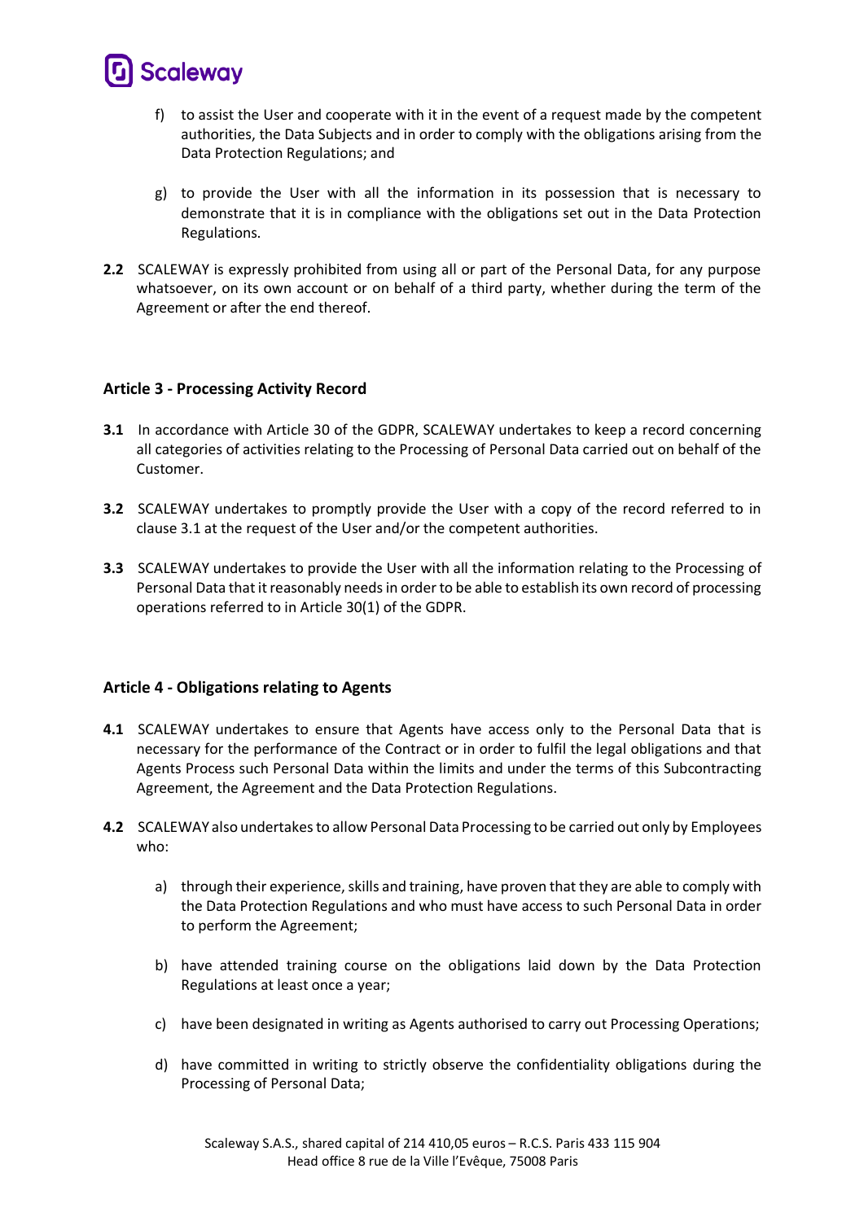f) to assist the User and cooperate with it in the event of a request made by the competent authorities, the Data Subjects and in order to comply with the obligations arising from the Data Protection Regulations; and

g) to provide the User with all the information in its possession that is necessary to demonstrate that it is in compliance with the obligations set out in the Data Protection Regulations.

**2.2** SCALEWAY is expressly prohibited from using all or part of the Personal Data, for any purpose whatsoever, on its own account or on behalf of a third party, whether during the term of the Agreement or after the end thereof.

### Article 3 - Processing Activity Record

**3.1** In accordance with Article 30 of the GDPR, SCALEWAY undertakes to keep a record concerning all categories of activities relating to the Processing of Personal Data carried out on behalf of the Customer.

**3.2** SCALEWAY undertakes to promptly provide the User with a copy of the record referred to in clause 3.1 at the request of the User and/or the competent authorities.

**3.3** SCALEWAY undertakes to provide the User with all the information relating to the Processing of Personal Data that it reasonably needs in order to be able to establish its own record of processing operations referred to in Article 30(1) of the GDPR.

### Article 4 - Obligations relating to Agents

**4.1** SCALEWAY undertakes to ensure that Agents have access only to the Personal Data that is necessary for the performance of the Contract or in order to fulfil the legal obligations and that Agents Process such Personal Data within the limits and under the terms of this Subcontracting Agreement, the Agreement and the Data Protection Regulations.

**4.2** SCALEWAY also undertakes to allow Personal Data Processing to be carried out only by Employees who:

a) through their experience, skills and training, have proven that they are able to comply with the Data Protection Regulations and who must have access to such Personal Data in order to perform the Agreement;

b) have attended training course on the obligations laid down by the Data Protection Regulations at least once a year;

c) have been designated in writing as Agents authorised to carry out Processing Operations;

d) have committed in writing to strictly observe the confidentiality obligations during the Processing of Personal Data;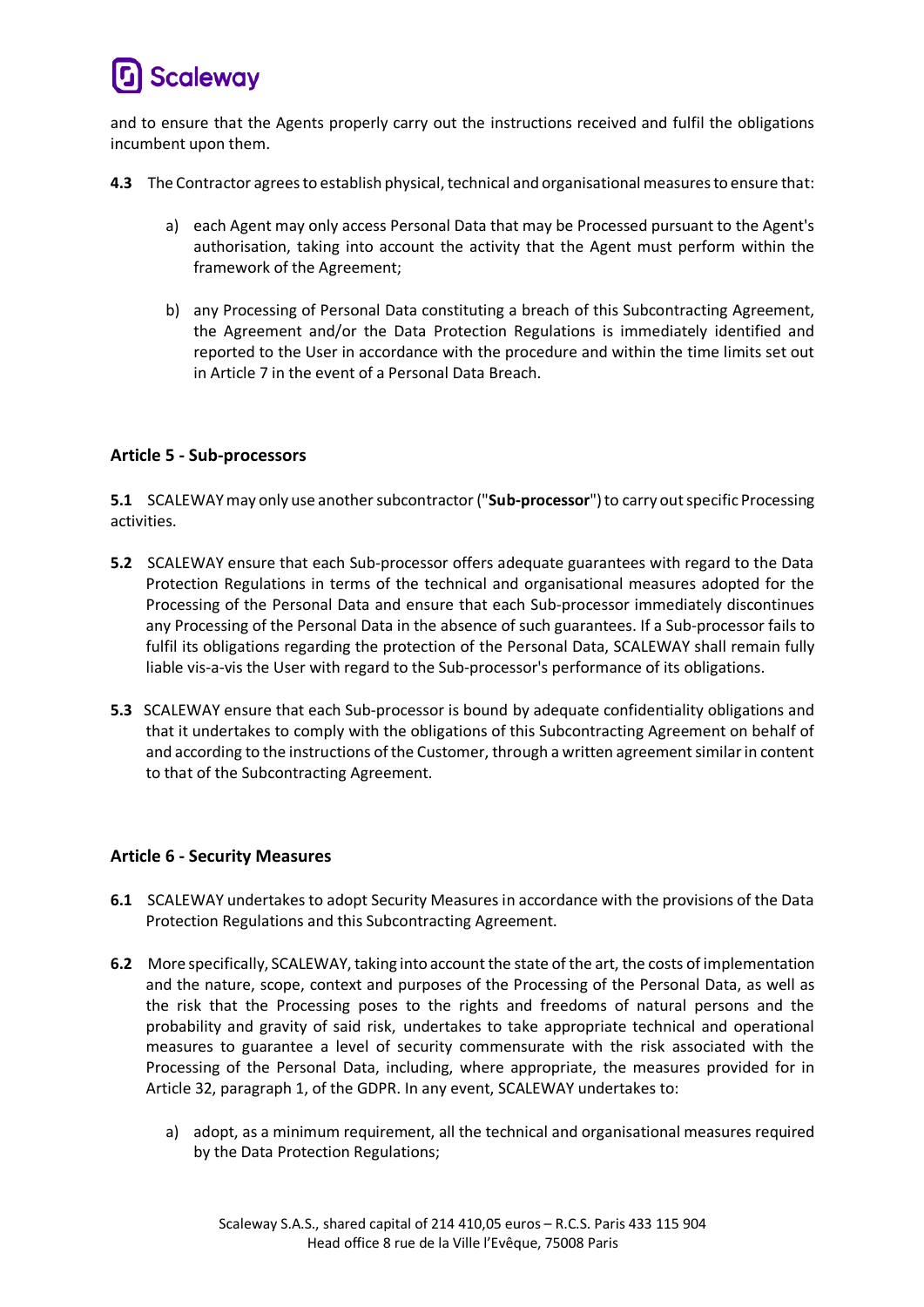and to ensure that the Agents properly carry out the instructions received and fulfil the obligations incumbent upon them.

**4.3** The Contractor agrees to establish physical, technical and organisational measures to ensure that:

a) each Agent may only access Personal Data that may be Processed pursuant to the Agent's authorisation, taking into account the activity that the Agent must perform within the framework of the Agreement;

b) any Processing of Personal Data constituting a breach of this Subcontracting Agreement, the Agreement and/or the Data Protection Regulations is immediately identified and reported to the User in accordance with the procedure and within the time limits set out in Article 7 in the event of a Personal Data Breach.

### Article 5 - Sub-processors

**5.1** SCALEWAY may only use another subcontractor ("**Sub-processor**") to carry out specific Processing activities.

**5.2** SCALEWAY ensure that each Sub-processor offers adequate guarantees with regard to the Data Protection Regulations in terms of the technical and organisational measures adopted for the Processing of the Personal Data and ensure that each Sub-processor immediately discontinues any Processing of the Personal Data in the absence of such guarantees. If a Sub-processor fails to fulfil its obligations regarding the protection of the Personal Data, SCALEWAY shall remain fully liable vis-a-vis the User with regard to the Sub-processor's performance of its obligations.

**5.3** SCALEWAY ensure that each Sub-processor is bound by adequate confidentiality obligations and that it undertakes to comply with the obligations of this Subcontracting Agreement on behalf of and according to the instructions of the Customer, through a written agreement similar in content to that of the Subcontracting Agreement.

### Article 6 - Security Measures

**6.1** SCALEWAY undertakes to adopt Security Measures in accordance with the provisions of the Data Protection Regulations and this Subcontracting Agreement.

**6.2** More specifically, SCALEWAY, taking into account the state of the art, the costs of implementation and the nature, scope, context and purposes of the Processing of the Personal Data, as well as the risk that the Processing poses to the rights and freedoms of natural persons and the probability and gravity of said risk, undertakes to take appropriate technical and operational measures to guarantee a level of security commensurate with the risk associated with the Processing of the Personal Data, including, where appropriate, the measures provided for in Article 32, paragraph 1, of the GDPR. In any event, SCALEWAY undertakes to:

a) adopt, as a minimum requirement, all the technical and organisational measures required by the Data Protection Regulations;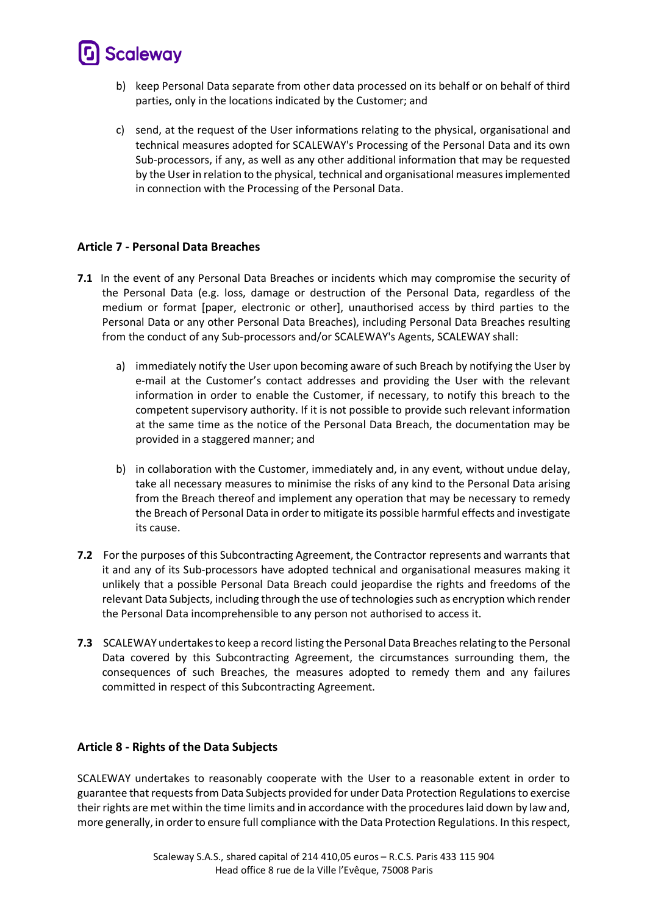b) keep Personal Data separate from other data processed on its behalf or on behalf of third parties, only in the locations indicated by the Customer; and

c) send, at the request of the User informations relating to the physical, organisational and technical measures adopted for SCALEWAY's Processing of the Personal Data and its own Sub-processors, if any, as well as any other additional information that may be requested by the User in relation to the physical, technical and organisational measures implemented in connection with the Processing of the Personal Data.

## Article 7 - Personal Data Breaches

**7.1** In the event of any Personal Data Breaches or incidents which may compromise the security of the Personal Data (e.g. loss, damage or destruction of the Personal Data, regardless of the medium or format [paper, electronic or other], unauthorised access by third parties to the Personal Data or any other Personal Data Breaches), including Personal Data Breaches resulting from the conduct of any Sub-processors and/or SCALEWAY's Agents, SCALEWAY shall:

a) immediately notify the User upon becoming aware of such Breach by notifying the User by e-mail at the Customer's contact addresses and providing the User with the relevant information in order to enable the Customer, if necessary, to notify this breach to the competent supervisory authority. If it is not possible to provide such relevant information at the same time as the notice of the Personal Data Breach, the documentation may be provided in a staggered manner; and

b) in collaboration with the Customer, immediately and, in any event, without undue delay, take all necessary measures to minimise the risks of any kind to the Personal Data arising from the Breach thereof and implement any operation that may be necessary to remedy the Breach of Personal Data in order to mitigate its possible harmful effects and investigate its cause.

**7.2** For the purposes of this Subcontracting Agreement, the Contractor represents and warrants that it and any of its Sub-processors have adopted technical and organisational measures making it unlikely that a possible Personal Data Breach could jeopardise the rights and freedoms of the relevant Data Subjects, including through the use of technologies such as encryption which render the Personal Data incomprehensible to any person not authorised to access it.

**7.3** SCALEWAY undertakes to keep a record listing the Personal Data Breaches relating to the Personal Data covered by this Subcontracting Agreement, the circumstances surrounding them, the consequences of such Breaches, the measures adopted to remedy them and any failures committed in respect of this Subcontracting Agreement.

## Article 8 - Rights of the Data Subjects

SCALEWAY undertakes to reasonably cooperate with the User to a reasonable extent in order to guarantee that requests from Data Subjects provided for under Data Protection Regulations to exercise their rights are met within the time limits and in accordance with the procedures laid down by law and, more generally, in order to ensure full compliance with the Data Protection Regulations. In this respect,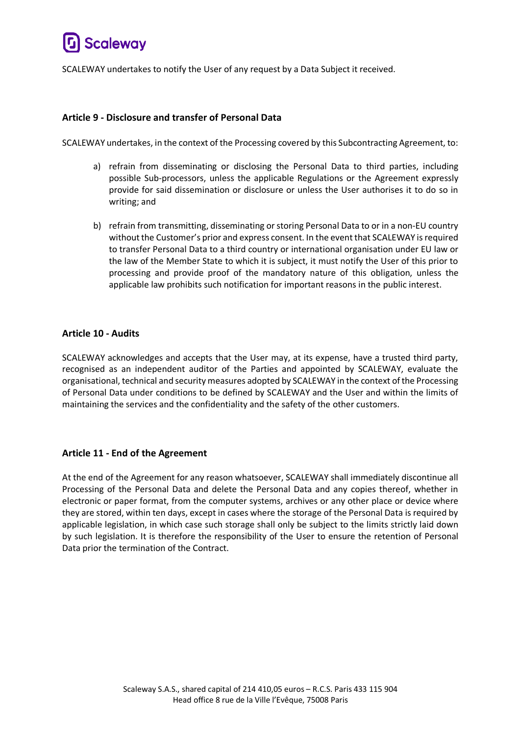SCALEWAY undertakes to notify the User of any request by a Data Subject it received.

## Article 9 - Disclosure and transfer of Personal Data

SCALEWAY undertakes, in the context of the Processing covered by this Subcontracting Agreement, to:

a) refrain from disseminating or disclosing the Personal Data to third parties, including possible Sub-processors, unless the applicable Regulations or the Agreement expressly provide for said dissemination or disclosure or unless the User authorises it to do so in writing; and

b) refrain from transmitting, disseminating or storing Personal Data to or in a non-EU country without the Customer's prior and express consent. In the event that SCALEWAY is required to transfer Personal Data to a third country or international organisation under EU law or the law of the Member State to which it is subject, it must notify the User of this prior to processing and provide proof of the mandatory nature of this obligation, unless the applicable law prohibits such notification for important reasons in the public interest.

## Article 10 - Audits

SCALEWAY acknowledges and accepts that the User may, at its expense, have a trusted third party, recognised as an independent auditor of the Parties and appointed by SCALEWAY, evaluate the organisational, technical and security measures adopted by SCALEWAY in the context of the Processing of Personal Data under conditions to be defined by SCALEWAY and the User and within the limits of maintaining the services and the confidentiality and the safety of the other customers.

## Article 11 - End of the Agreement

At the end of the Agreement for any reason whatsoever, SCALEWAY shall immediately discontinue all Processing of the Personal Data and delete the Personal Data and any copies thereof, whether in electronic or paper format, from the computer systems, archives or any other place or device where they are stored, within ten days, except in cases where the storage of the Personal Data is required by applicable legislation, in which case such storage shall only be subject to the limits strictly laid down by such legislation. It is therefore the responsibility of the User to ensure the retention of Personal Data prior the termination of the Contract.